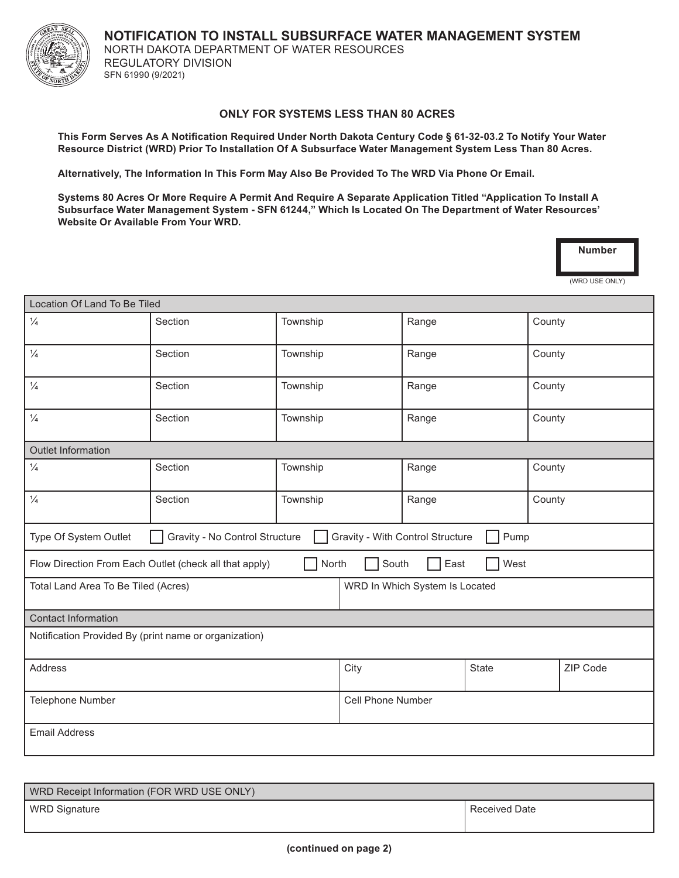# NOTIFICATION TO INSTALL SUBSURFACE WATER MANAGEMENT SYSTEM

NORTH DAKOTA DEPARTMENT OF WATER RESOURCES
REGULATORY DIVISION
SFN 61990 (9/2021)

### ONLY FOR SYSTEMS LESS THAN 80 ACRES

**This Form Serves As A Notification Required Under North Dakota Century Code § 61-32-03.2 To Notify Your Water Resource District (WRD) Prior To Installation Of A Subsurface Water Management System Less Than 80 Acres.**

**Alternatively, The Information In This Form May Also Be Provided To The WRD Via Phone Or Email.**

**Systems 80 Acres Or More Require A Permit And Require A Separate Application Titled "Application To Install A Subsurface Water Management System - SFN 61244," Which Is Located On The Department of Water Resources' Website Or Available From Your WRD.**

| **Number** |
|---|
| |

(WRD USE ONLY)

| Location Of Land To Be Tiled | | | | |
|---|---|---|---|---|
| ¼ | Section | Township | Range | County |
| ¼ | Section | Township | Range | County |
| ¼ | Section | Township | Range | County |
| ¼ | Section | Township | Range | County |

| Outlet Information | | | | |
|---|---|---|---|---|
| ¼ | Section | Township | Range | County |
| ¼ | Section | Township | Range | County |

Type Of System Outlet ☐ Gravity - No Control Structure ☐ Gravity - With Control Structure ☐ Pump

Flow Direction From Each Outlet (check all that apply) ☐ North ☐ South ☐ East ☐ West

| Total Land Area To Be Tiled (Acres) | WRD In Which System Is Located |
|---|---|
| | |

| Contact Information | | | |
|---|---|---|---|
| Notification Provided By (print name or organization) | | | |
| Address | City | State | ZIP Code |
| Telephone Number | Cell Phone Number | | |
| Email Address | | | |

| WRD Receipt Information (FOR WRD USE ONLY) | |
|---|---|
| WRD Signature | Received Date |

**(continued on page 2)**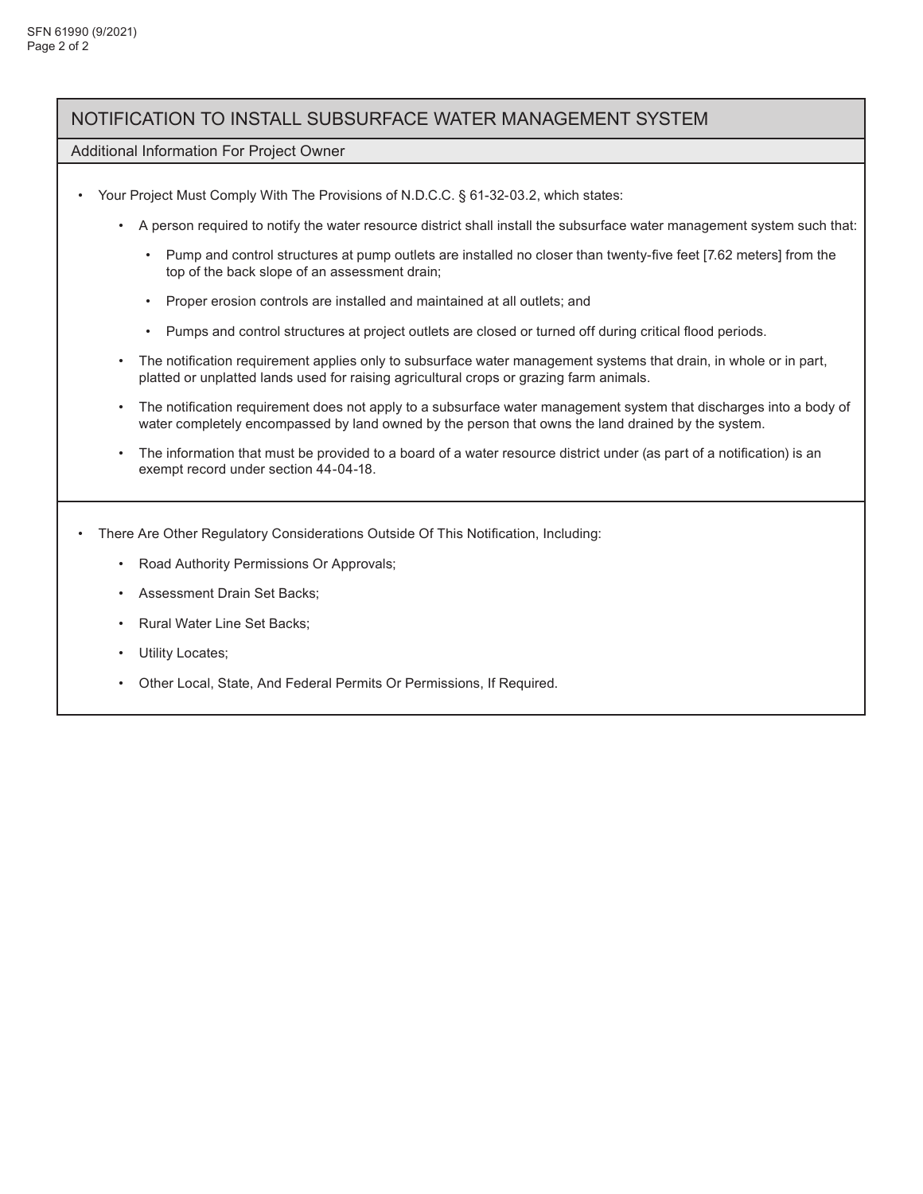## NOTIFICATION TO INSTALL SUBSURFACE WATER MANAGEMENT SYSTEM

### Additional Information For Project Owner

- Your Project Must Comply With The Provisions of N.D.C.C. § 61-32-03.2, which states:
  - A person required to notify the water resource district shall install the subsurface water management system such that:
    - Pump and control structures at pump outlets are installed no closer than twenty-five feet [7.62 meters] from the top of the back slope of an assessment drain;
    - Proper erosion controls are installed and maintained at all outlets; and
    - Pumps and control structures at project outlets are closed or turned off during critical flood periods.
  - The notification requirement applies only to subsurface water management systems that drain, in whole or in part, platted or unplatted lands used for raising agricultural crops or grazing farm animals.
  - The notification requirement does not apply to a subsurface water management system that discharges into a body of water completely encompassed by land owned by the person that owns the land drained by the system.
  - The information that must be provided to a board of a water resource district under (as part of a notification) is an exempt record under section 44-04-18.

- There Are Other Regulatory Considerations Outside Of This Notification, Including:
  - Road Authority Permissions Or Approvals;
  - Assessment Drain Set Backs;
  - Rural Water Line Set Backs;
  - Utility Locates;
  - Other Local, State, And Federal Permits Or Permissions, If Required.